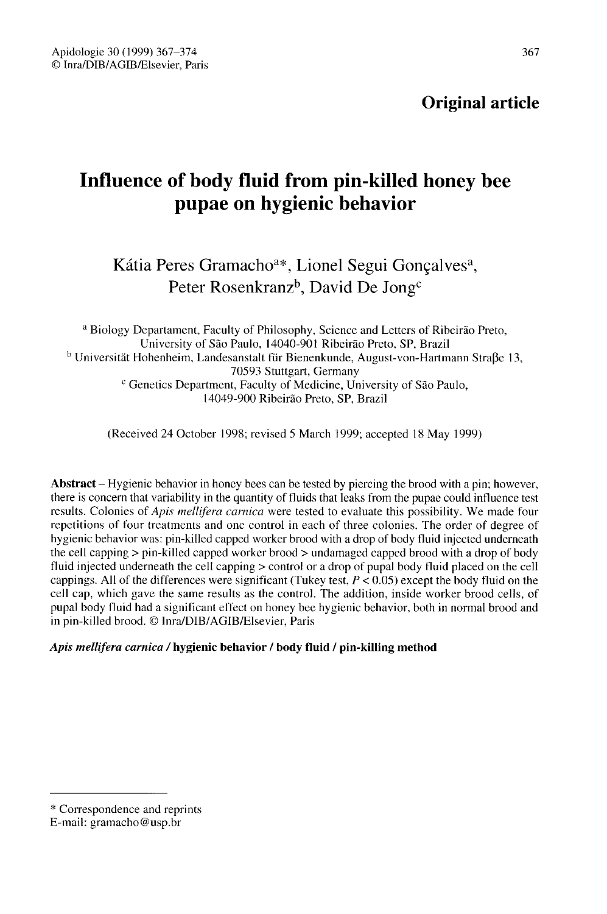**Original article**

# Influence of body fluid from pin-killed honey bee pupae on hygienic behavior

Kátia Peres Gramacho[a*], Lionel Segui Gonçalves[a], Peter Rosenkranz[b], David De Jong[c]

[a] Biology Departament, Faculty of Philosophy, Science and Letters of Ribeirão Preto, University of São Paulo, 14040-901 Ribeirão Preto, SP, Brazil
[b] Universität Hohenheim, Landesanstalt für Bienenkunde, August-von-Hartmann Straβe 13, 70593 Stuttgart, Germany
[c] Genetics Department, Faculty of Medicine, University of São Paulo, 14049-900 Ribeirão Preto, SP, Brazil

(Received 24 October 1998; revised 5 March 1999; accepted 18 May 1999)

**Abstract** – Hygienic behavior in honey bees can be tested by piercing the brood with a pin; however, there is concern that variability in the quantity of fluids that leaks from the pupae could influence test results. Colonies of *Apis mellifera carnica* were tested to evaluate this possibility. We made four repetitions of four treatments and one control in each of three colonies. The order of degree of hygienic behavior was: pin-killed capped worker brood with a drop of body fluid injected underneath the cell capping > pin-killed capped worker brood > undamaged capped brood with a drop of body fluid injected underneath the cell capping > control or a drop of pupal body fluid placed on the cell cappings. All of the differences were significant (Tukey test, $P < 0.05$) except the body fluid on the cell cap, which gave the same results as the control. The addition, inside worker brood cells, of pupal body fluid had a significant effect on honey bee hygienic behavior, both in normal brood and in pin-killed brood. © Inra/DIB/AGIB/Elsevier, Paris

***Apis mellifera carnica* / hygienic behavior / body fluid / pin-killing method**

---

\* Correspondence and reprints
E-mail: gramacho@usp.br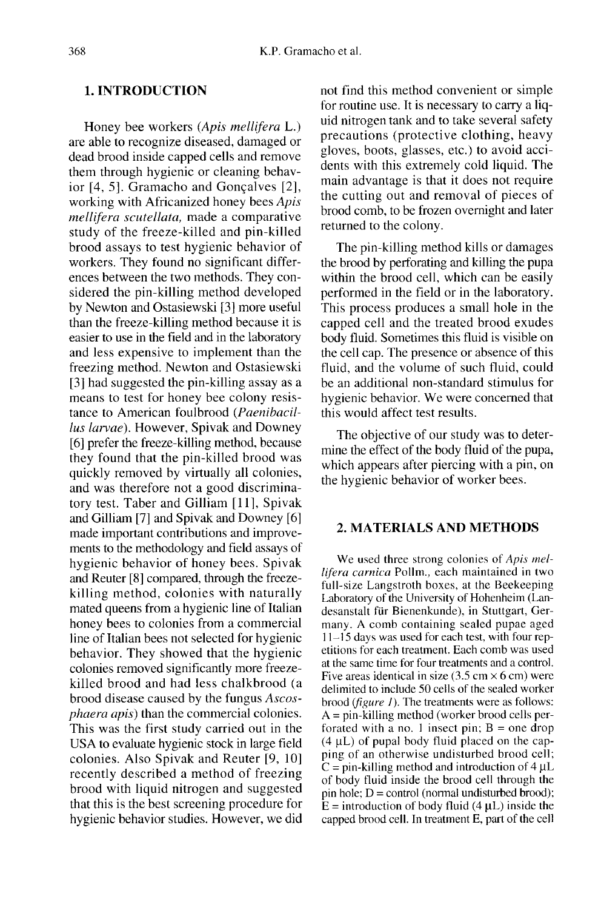## 1. INTRODUCTION

Honey bee workers (*Apis mellifera* L.) are able to recognize diseased, damaged or dead brood inside capped cells and remove them through hygienic or cleaning behavior [4, 5]. Gramacho and Gonçalves [2], working with Africanized honey bees *Apis mellifera scutellata*, made a comparative study of the freeze-killed and pin-killed brood assays to test hygienic behavior of workers. They found no significant differences between the two methods. They considered the pin-killing method developed by Newton and Ostasiewski [3] more useful than the freeze-killing method because it is easier to use in the field and in the laboratory and less expensive to implement than the freezing method. Newton and Ostasiewski [3] had suggested the pin-killing assay as a means to test for honey bee colony resistance to American foulbrood (*Paenibacillus larvae*). However, Spivak and Downey [6] prefer the freeze-killing method, because they found that the pin-killed brood was quickly removed by virtually all colonies, and was therefore not a good discriminatory test. Taber and Gilliam [11], Spivak and Gilliam [7] and Spivak and Downey [6] made important contributions and improvements to the methodology and field assays of hygienic behavior of honey bees. Spivak and Reuter [8] compared, through the freeze-killing method, colonies with naturally mated queens from a hygienic line of Italian honey bees to colonies from a commercial line of Italian bees not selected for hygienic behavior. They showed that the hygienic colonies removed significantly more freeze-killed brood and had less chalkbrood (a brood disease caused by the fungus *Ascosphaera apis*) than the commercial colonies. This was the first study carried out in the USA to evaluate hygienic stock in large field colonies. Also Spivak and Reuter [9, 10] recently described a method of freezing brood with liquid nitrogen and suggested that this is the best screening procedure for hygienic behavior studies. However, we did not find this method convenient or simple for routine use. It is necessary to carry a liquid nitrogen tank and to take several safety precautions (protective clothing, heavy gloves, boots, glasses, etc.) to avoid accidents with this extremely cold liquid. The main advantage is that it does not require the cutting out and removal of pieces of brood comb, to be frozen overnight and later returned to the colony.

The pin-killing method kills or damages the brood by perforating and killing the pupa within the brood cell, which can be easily performed in the field or in the laboratory. This process produces a small hole in the capped cell and the treated brood exudes body fluid. Sometimes this fluid is visible on the cell cap. The presence or absence of this fluid, and the volume of such fluid, could be an additional non-standard stimulus for hygienic behavior. We were concerned that this would affect test results.

The objective of our study was to determine the effect of the body fluid of the pupa, which appears after piercing with a pin, on the hygienic behavior of worker bees.

## 2. MATERIALS AND METHODS

We used three strong colonies of *Apis mellifera carnica* Pollm., each maintained in two full-size Langstroth boxes, at the Beekeeping Laboratory of the University of Hohenheim (Landesanstalt für Bienenkunde), in Stuttgart, Germany. A comb containing sealed pupae aged 11–15 days was used for each test, with four repetitions for each treatment. Each comb was used at the same time for four treatments and a control. Five areas identical in size (3.5 cm × 6 cm) were delimited to include 50 cells of the sealed worker brood (*figure 1*). The treatments were as follows: A = pin-killing method (worker brood cells perforated with a no. 1 insect pin; B = one drop (4 μL) of pupal body fluid placed on the capping of an otherwise undisturbed brood cell; C = pin-killing method and introduction of 4 μL of body fluid inside the brood cell through the pin hole; D = control (normal undisturbed brood); E = introduction of body fluid (4 μL) inside the capped brood cell. In treatment E, part of the cell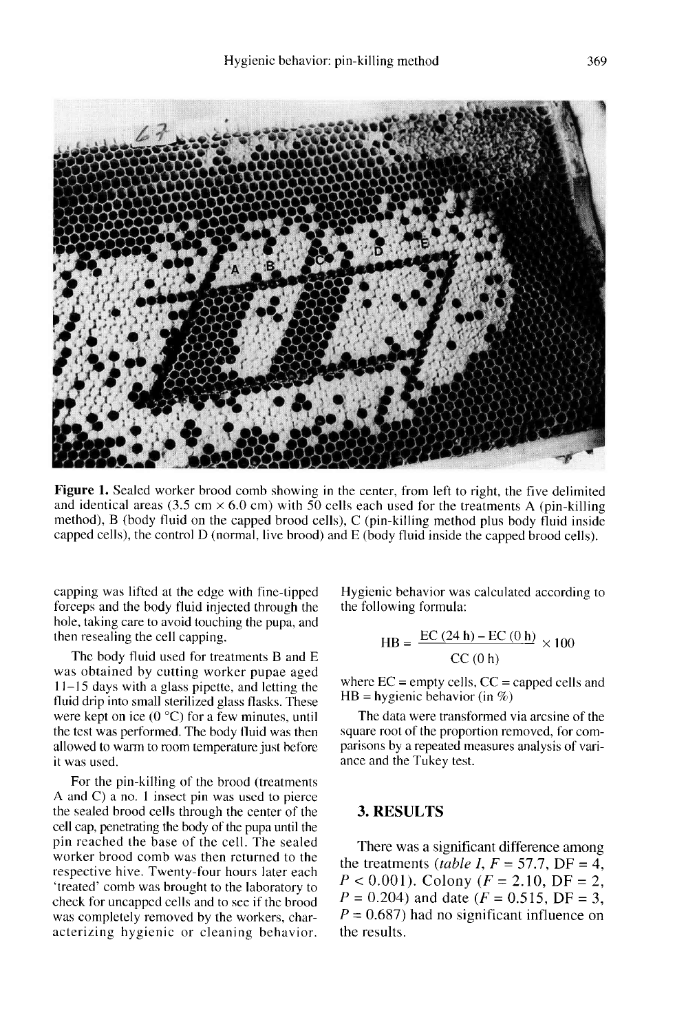**Figure 1.** Sealed worker brood comb showing in the center, from left to right, the five delimited and identical areas (3.5 cm × 6.0 cm) with 50 cells each used for the treatments A (pin-killing method), B (body fluid on the capped brood cells), C (pin-killing method plus body fluid inside capped cells), the control D (normal, live brood) and E (body fluid inside the capped brood cells).

capping was lifted at the edge with fine-tipped forceps and the body fluid injected through the hole, taking care to avoid touching the pupa, and then resealing the cell capping.

The body fluid used for treatments B and E was obtained by cutting worker pupae aged 11–15 days with a glass pipette, and letting the fluid drip into small sterilized glass flasks. These were kept on ice (0 °C) for a few minutes, until the test was performed. The body fluid was then allowed to warm to room temperature just before it was used.

For the pin-killing of the brood (treatments A and C) a no. 1 insect pin was used to pierce the sealed brood cells through the center of the cell cap, penetrating the body of the pupa until the pin reached the base of the cell. The sealed worker brood comb was then returned to the respective hive. Twenty-four hours later each 'treated' comb was brought to the laboratory to check for uncapped cells and to see if the brood was completely removed by the workers, characterizing hygienic or cleaning behavior. Hygienic behavior was calculated according to the following formula:

$$HB = \frac{EC\ (24\ h) - EC\ (0\ h)}{CC\ (0\ h)} \times 100$$

where EC = empty cells, CC = capped cells and HB = hygienic behavior (in %)

The data were transformed via arcsine of the square root of the proportion removed, for comparisons by a repeated measures analysis of variance and the Tukey test.

## 3. RESULTS

There was a significant difference among the treatments (*table I*, $F = 57.7$, $DF = 4$, $P < 0.001$). Colony ($F = 2.10$, $DF = 2$, $P = 0.204$) and date ($F = 0.515$, $DF = 3$, $P = 0.687$) had no significant influence on the results.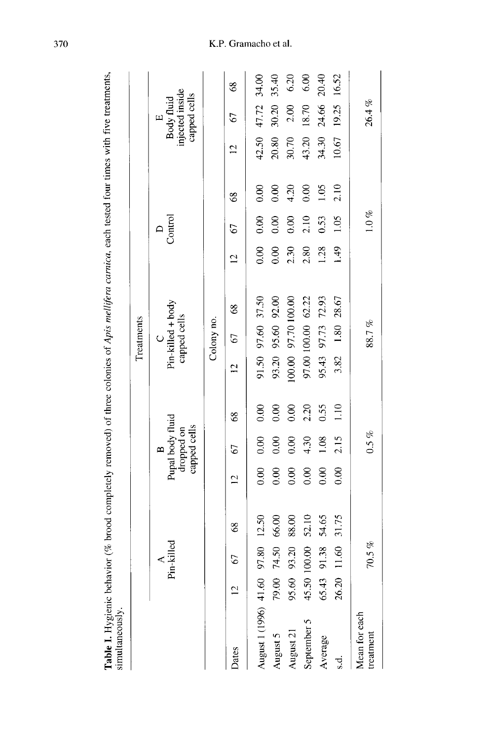**Table I.** Hygienic behavior (% brood completely removed) of three colonies of *Apis mellifera carnica*, each tested four times with five treatments, simultaneously.

| | Treatments | | | | | | | | | | | | | | |
|---|---|---|---|---|---|---|---|---|---|---|---|---|---|---|---|
| | A Pin-killed | | | B Pupal body fluid dropped on capped cells | | | C Pin-killed + body capped cells | | | D Control | | | E Body fluid injected inside capped cells | | |
| | Colony no. | | | | | | | | | | | | | | |
| Dates | 12 | 67 | 68 | 12 | 67 | 68 | 12 | 67 | 68 | 12 | 67 | 68 | 12 | 67 | 68 |
| August 1 (1996) | 41.60 | 97.80 | 12.50 | 0.00 | 0.00 | 0.00 | 91.50 | 97.60 | 37.50 | 0.00 | 0.00 | 0.00 | 42.50 | 47.72 | 34.00 |
| August 5 | 79.00 | 74.50 | 66.00 | 0.00 | 0.00 | 0.00 | 93.20 | 95.60 | 92.00 | 0.00 | 0.00 | 0.00 | 20.80 | 30.20 | 35.40 |
| August 21 | 95.60 | 93.20 | 88.00 | 0.00 | 0.00 | 0.00 | 100.00 | 97.70 | 100.00 | 2.30 | 0.00 | 4.20 | 30.70 | 2.00 | 6.20 |
| September 5 | 45.50 | 100.00 | 52.10 | 0.00 | 4.30 | 2.20 | 97.00 | 100.00 | 62.22 | 2.80 | 2.10 | 0.00 | 43.20 | 18.70 | 6.00 |
| Average | 65.43 | 91.38 | 54.65 | 0.00 | 1.08 | 0.55 | 95.43 | 97.73 | 72.93 | 1.28 | 0.53 | 1.05 | 34.30 | 24.66 | 20.40 |
| s.d. | 26.20 | 11.60 | 31.75 | 0.00 | 2.15 | 1.10 | 3.82 | 1.80 | 28.67 | 1.49 | 1.05 | 2.10 | 10.67 | 19.25 | 16.52 |
| Mean for each treatment | 70.5 % | | | 0.5 % | | | 88.7 % | | | 1.0 % | | | 26.4 % | | |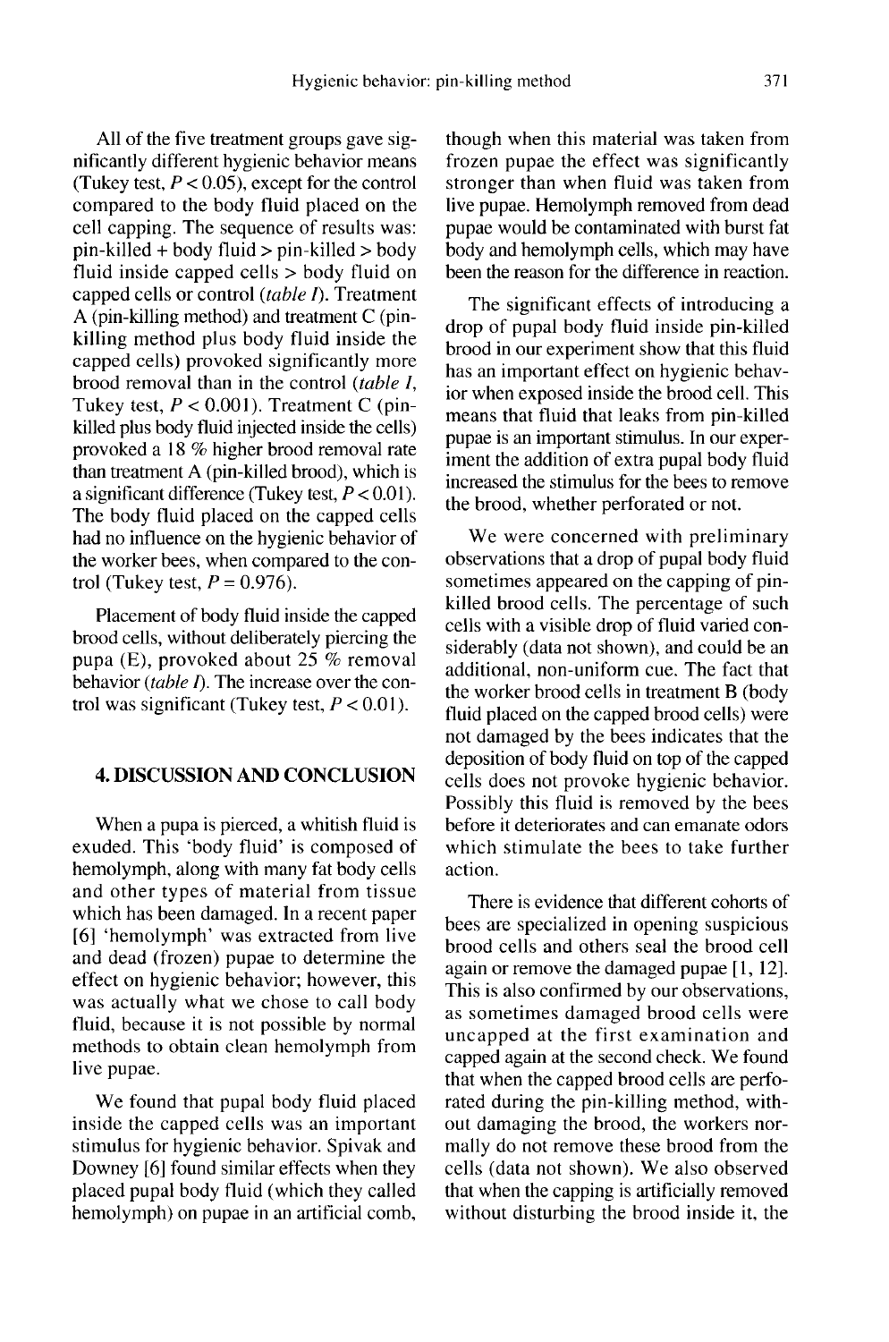All of the five treatment groups gave significantly different hygienic behavior means (Tukey test, $P < 0.05$), except for the control compared to the body fluid placed on the cell capping. The sequence of results was: pin-killed + body fluid > pin-killed > body fluid inside capped cells > body fluid on capped cells or control (*table I*). Treatment A (pin-killing method) and treatment C (pin-killing method plus body fluid inside the capped cells) provoked significantly more brood removal than in the control (*table I*, Tukey test, $P < 0.001$). Treatment C (pin-killed plus body fluid injected inside the cells) provoked a 18 % higher brood removal rate than treatment A (pin-killed brood), which is a significant difference (Tukey test, $P < 0.01$). The body fluid placed on the capped cells had no influence on the hygienic behavior of the worker bees, when compared to the control (Tukey test, $P = 0.976$).

Placement of body fluid inside the capped brood cells, without deliberately piercing the pupa (E), provoked about 25 % removal behavior (*table I*). The increase over the control was significant (Tukey test, $P < 0.01$).

## 4. DISCUSSION AND CONCLUSION

When a pupa is pierced, a whitish fluid is exuded. This 'body fluid' is composed of hemolymph, along with many fat body cells and other types of material from tissue which has been damaged. In a recent paper [6] 'hemolymph' was extracted from live and dead (frozen) pupae to determine the effect on hygienic behavior; however, this was actually what we chose to call body fluid, because it is not possible by normal methods to obtain clean hemolymph from live pupae.

We found that pupal body fluid placed inside the capped cells was an important stimulus for hygienic behavior. Spivak and Downey [6] found similar effects when they placed pupal body fluid (which they called hemolymph) on pupae in an artificial comb, though when this material was taken from frozen pupae the effect was significantly stronger than when fluid was taken from live pupae. Hemolymph removed from dead pupae would be contaminated with burst fat body and hemolymph cells, which may have been the reason for the difference in reaction.

The significant effects of introducing a drop of pupal body fluid inside pin-killed brood in our experiment show that this fluid has an important effect on hygienic behavior when exposed inside the brood cell. This means that fluid that leaks from pin-killed pupae is an important stimulus. In our experiment the addition of extra pupal body fluid increased the stimulus for the bees to remove the brood, whether perforated or not.

We were concerned with preliminary observations that a drop of pupal body fluid sometimes appeared on the capping of pin-killed brood cells. The percentage of such cells with a visible drop of fluid varied considerably (data not shown), and could be an additional, non-uniform cue. The fact that the worker brood cells in treatment B (body fluid placed on the capped brood cells) were not damaged by the bees indicates that the deposition of body fluid on top of the capped cells does not provoke hygienic behavior. Possibly this fluid is removed by the bees before it deteriorates and can emanate odors which stimulate the bees to take further action.

There is evidence that different cohorts of bees are specialized in opening suspicious brood cells and others seal the brood cell again or remove the damaged pupae [1, 12]. This is also confirmed by our observations, as sometimes damaged brood cells were uncapped at the first examination and capped again at the second check. We found that when the capped brood cells are perforated during the pin-killing method, without damaging the brood, the workers normally do not remove these brood from the cells (data not shown). We also observed that when the capping is artificially removed without disturbing the brood inside it, the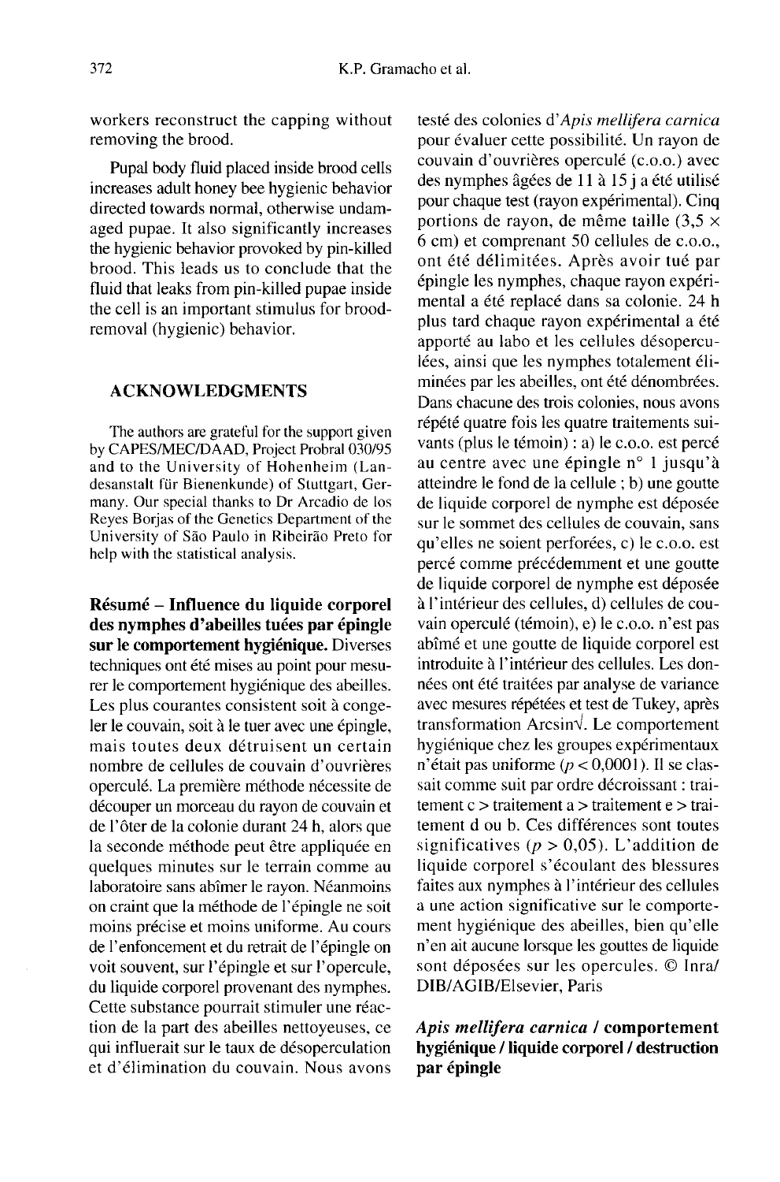workers reconstruct the capping without removing the brood.

Pupal body fluid placed inside brood cells increases adult honey bee hygienic behavior directed towards normal, otherwise undamaged pupae. It also significantly increases the hygienic behavior provoked by pin-killed brood. This leads us to conclude that the fluid that leaks from pin-killed pupae inside the cell is an important stimulus for brood-removal (hygienic) behavior.

## ACKNOWLEDGMENTS

The authors are grateful for the support given by CAPES/MEC/DAAD, Project Probral 030/95 and to the University of Hohenheim (Landesanstalt für Bienenkunde) of Stuttgart, Germany. Our special thanks to Dr Arcadio de los Reyes Borjas of the Genetics Department of the University of São Paulo in Ribeirão Preto for help with the statistical analysis.

**Résumé – Influence du liquide corporel des nymphes d'abeilles tuées par épingle sur le comportement hygiénique.** Diverses techniques ont été mises au point pour mesurer le comportement hygiénique des abeilles. Les plus courantes consistent soit à congeler le couvain, soit à le tuer avec une épingle, mais toutes deux détruisent un certain nombre de cellules de couvain d'ouvrières operculé. La première méthode nécessite de découper un morceau du rayon de couvain et de l'ôter de la colonie durant 24 h, alors que la seconde méthode peut être appliquée en quelques minutes sur le terrain comme au laboratoire sans abîmer le rayon. Néanmoins on craint que la méthode de l'épingle ne soit moins précise et moins uniforme. Au cours de l'enfoncement et du retrait de l'épingle on voit souvent, sur l'épingle et sur l'opercule, du liquide corporel provenant des nymphes. Cette substance pourrait stimuler une réaction de la part des abeilles nettoyeuses, ce qui influerait sur le taux de désoperculation et d'élimination du couvain. Nous avons testé des colonies d'*Apis mellifera carnica* pour évaluer cette possibilité. Un rayon de couvain d'ouvrières operculé (c.o.o.) avec des nymphes âgées de 11 à 15 j a été utilisé pour chaque test (rayon expérimental). Cinq portions de rayon, de même taille ($3,5 \times 6$ cm) et comprenant 50 cellules de c.o.o., ont été délimitées. Après avoir tué par épingle les nymphes, chaque rayon expérimental a été replacé dans sa colonie. 24 h plus tard chaque rayon expérimental a été apporté au labo et les cellules désoperculées, ainsi que les nymphes totalement éliminées par les abeilles, ont été dénombrées. Dans chacune des trois colonies, nous avons répété quatre fois les quatre traitements suivants (plus le témoin) : a) le c.o.o. est percé au centre avec une épingle n° 1 jusqu'à atteindre le fond de la cellule ; b) une goutte de liquide corporel de nymphe est déposée sur le sommet des cellules de couvain, sans qu'elles ne soient perforées, c) le c.o.o. est percé comme précédemment et une goutte de liquide corporel de nymphe est déposée à l'intérieur des cellules, d) cellules de couvain operculé (témoin), e) le c.o.o. n'est pas abîmé et une goutte de liquide corporel est introduite à l'intérieur des cellules. Les données ont été traitées par analyse de variance avec mesures répétées et test de Tukey, après transformation Arcsin$\sqrt{}$. Le comportement hygiénique chez les groupes expérimentaux n'était pas uniforme ($p < 0,0001$). Il se classait comme suit par ordre décroissant : traitement c > traitement a > traitement e > traitement d ou b. Ces différences sont toutes significatives ($p > 0,05$). L'addition de liquide corporel s'écoulant des blessures faites aux nymphes à l'intérieur des cellules a une action significative sur le comportement hygiénique des abeilles, bien qu'elle n'en ait aucune lorsque les gouttes de liquide sont déposées sur les opercules. © Inra/DIB/AGIB/Elsevier, Paris

***Apis mellifera carnica* / comportement hygiénique / liquide corporel / destruction par épingle**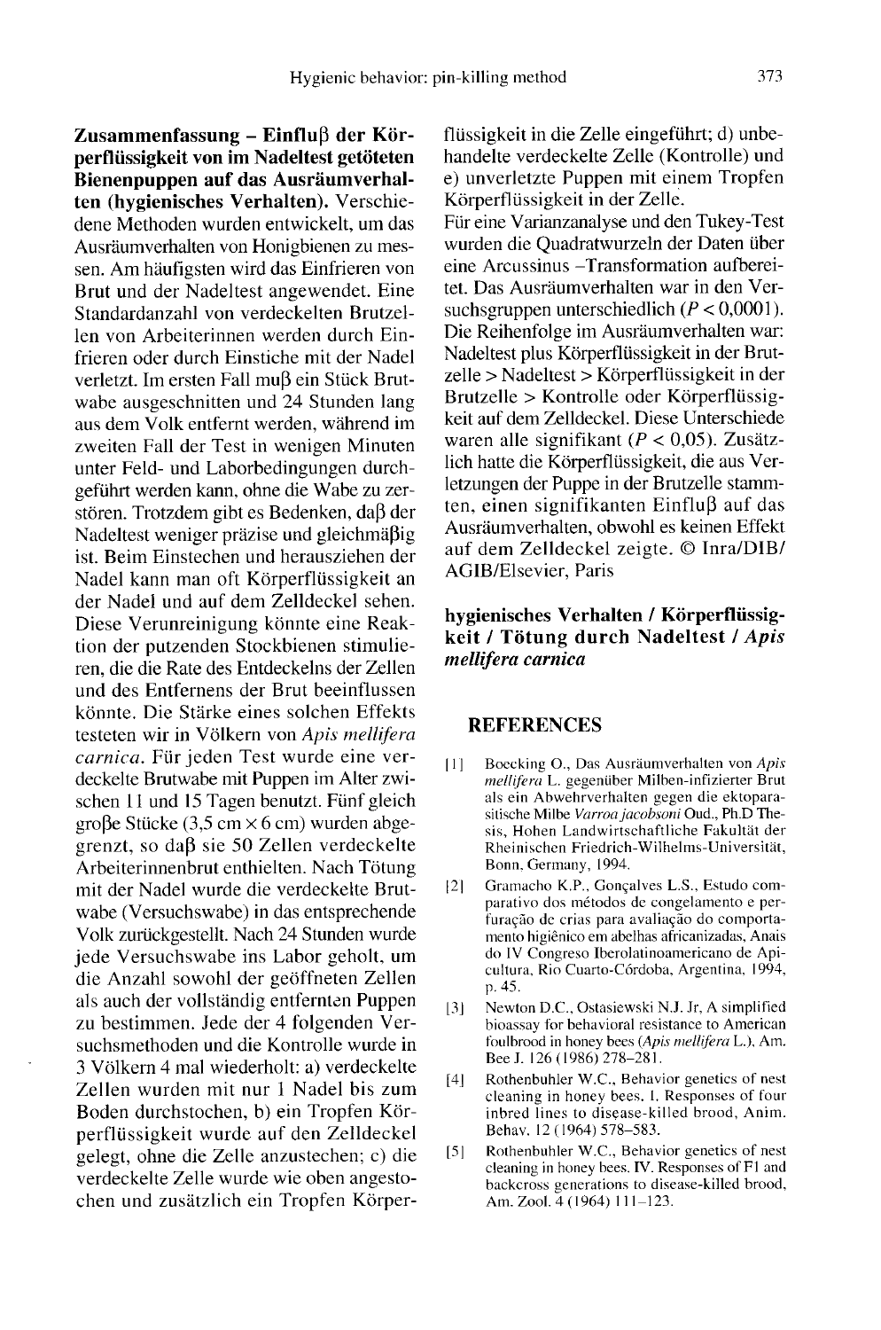**Zusammenfassung – Einfluβ der Körperflüssigkeit von im Nadeltest getöteten Bienenpuppen auf das Ausräumverhalten (hygienisches Verhalten).** Verschiedene Methoden wurden entwickelt, um das Ausräumverhalten von Honigbienen zu messen. Am häufigsten wird das Einfrieren von Brut und der Nadeltest angewendet. Eine Standardanzahl von verdeckelten Brutzellen von Arbeiterinnen werden durch Einfrieren oder durch Einstiche mit der Nadel verletzt. Im ersten Fall muβ ein Stück Brutwabe ausgeschnitten und 24 Stunden lang aus dem Volk entfernt werden, während im zweiten Fall der Test in wenigen Minuten unter Feld- und Laborbedingungen durchgeführt werden kann, ohne die Wabe zu zerstören. Trotzdem gibt es Bedenken, daβ der Nadeltest weniger präzise und gleichmäβig ist. Beim Einstechen und herausziehen der Nadel kann man oft Körperflüssigkeit an der Nadel und auf dem Zelldeckel sehen. Diese Verunreinigung könnte eine Reaktion der putzenden Stockbienen stimulieren, die die Rate des Entdeckelns der Zellen und des Entfernens der Brut beeinflussen könnte. Die Stärke eines solchen Effekts testeten wir in Völkern von *Apis mellifera carnica*. Für jeden Test wurde eine verdeckelte Brutwabe mit Puppen im Alter zwischen 11 und 15 Tagen benutzt. Fünf gleich groβe Stücke (3,5 cm × 6 cm) wurden abgegrenzt, so daβ sie 50 Zellen verdeckelte Arbeiterinnenbrut enthielten. Nach Tötung mit der Nadel wurde die verdeckelte Brutwabe (Versuchswabe) in das entsprechende Volk zurückgestellt. Nach 24 Stunden wurde jede Versuchswabe ins Labor geholt, um die Anzahl sowohl der geöffneten Zellen als auch der vollständig entfernten Puppen zu bestimmen. Jede der 4 folgenden Versuchsmethoden und die Kontrolle wurde in 3 Völkern 4 mal wiederholt: a) verdeckelte Zellen wurden mit nur 1 Nadel bis zum Boden durchstochen, b) ein Tropfen Körperflüssigkeit wurde auf den Zelldeckel gelegt, ohne die Zelle anzustechen; c) die verdeckelte Zelle wurde wie oben angestochen und zusätzlich ein Tropfen Körperflüssigkeit in die Zelle eingeführt; d) unbehandelte verdeckelte Zelle (Kontrolle) und e) unverletzte Puppen mit einem Tropfen Körperflüssigkeit in der Zelle.

Für eine Varianzanalyse und den Tukey-Test wurden die Quadratwurzeln der Daten über eine Arcussinus –Transformation aufbereitet. Das Ausräumverhalten war in den Versuchsgruppen unterschiedlich ($P < 0{,}0001$). Die Reihenfolge im Ausräumverhalten war: Nadeltest plus Körperflüssigkeit in der Brutzelle > Nadeltest > Körperflüssigkeit in der Brutzelle > Kontrolle oder Körperflüssigkeit auf dem Zelldeckel. Diese Unterschiede waren alle signifikant ($P < 0{,}05$). Zusätzlich hatte die Körperflüssigkeit, die aus Verletzungen der Puppe in der Brutzelle stammten, einen signifikanten Einfluβ auf das Ausräumverhalten, obwohl es keinen Effekt auf dem Zelldeckel zeigte. © Inra/DIB/AGIB/Elsevier, Paris

**hygienisches Verhalten / Körperflüssigkeit / Tötung durch Nadeltest / *Apis mellifera carnica***

## REFERENCES

[1] Boecking O., Das Ausräumverhalten von *Apis mellifera* L. gegenüber Milben-infizierter Brut als ein Abwehrverhalten gegen die ektoparasitische Milbe *Varroa jacobsoni* Oud., Ph.D Thesis, Hohen Landwirtschaftliche Fakultät der Rheinischen Friedrich-Wilhelms-Universität, Bonn, Germany, 1994.

[2] Gramacho K.P., Gonçalves L.S., Estudo comparativo dos métodos de congelamento e perfuração de crias para avaliação do comportamento higiênico em abelhas africanizadas, Anais do IV Congreso Iberolatinoamericano de Apicultura, Rio Cuarto-Córdoba, Argentina, 1994, p. 45.

[3] Newton D.C., Ostasiewski N.J. Jr, A simplified bioassay for behavioral resistance to American foulbrood in honey bees (*Apis mellifera* L.), Am. Bee J. 126 (1986) 278–281.

[4] Rothenbuhler W.C., Behavior genetics of nest cleaning in honey bees. I. Responses of four inbred lines to disease-killed brood, Anim. Behav. 12 (1964) 578–583.

[5] Rothenbuhler W.C., Behavior genetics of nest cleaning in honey bees. IV. Responses of F1 and backcross generations to disease-killed brood, Am. Zool. 4 (1964) 111–123.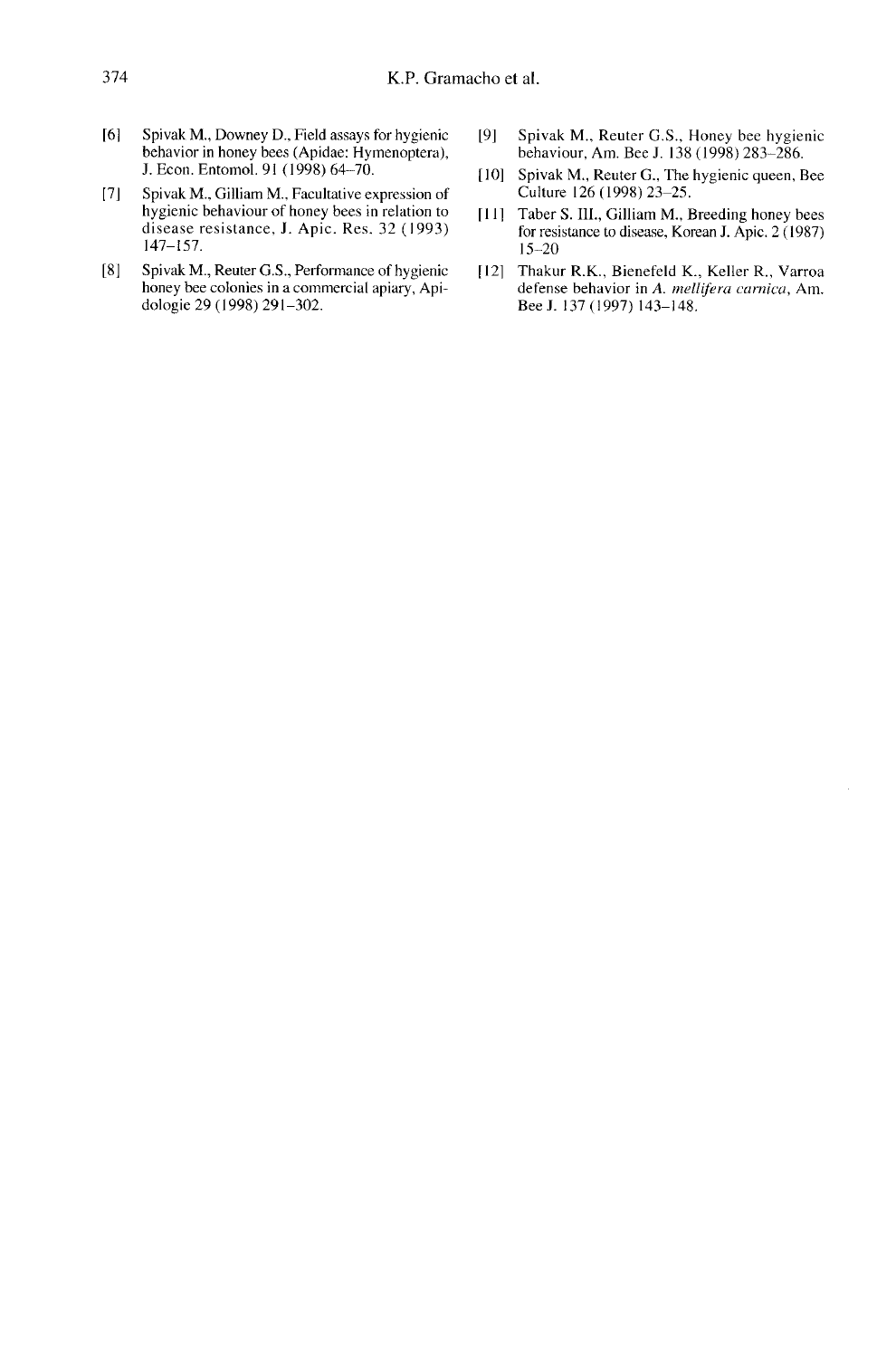[6] Spivak M., Downey D., Field assays for hygienic behavior in honey bees (Apidae: Hymenoptera), J. Econ. Entomol. 91 (1998) 64–70.

[7] Spivak M., Gilliam M., Facultative expression of hygienic behaviour of honey bees in relation to disease resistance, J. Apic. Res. 32 (1993) 147–157.

[8] Spivak M., Reuter G.S., Performance of hygienic honey bee colonies in a commercial apiary, Apidologie 29 (1998) 291–302.

[9] Spivak M., Reuter G.S., Honey bee hygienic behaviour, Am. Bee J. 138 (1998) 283–286.

[10] Spivak M., Reuter G., The hygienic queen, Bee Culture 126 (1998) 23–25.

[11] Taber S. III., Gilliam M., Breeding honey bees for resistance to disease, Korean J. Apic. 2 (1987) 15–20

[12] Thakur R.K., Bienefeld K., Keller R., Varroa defense behavior in *A. mellifera carnica*, Am. Bee J. 137 (1997) 143–148.